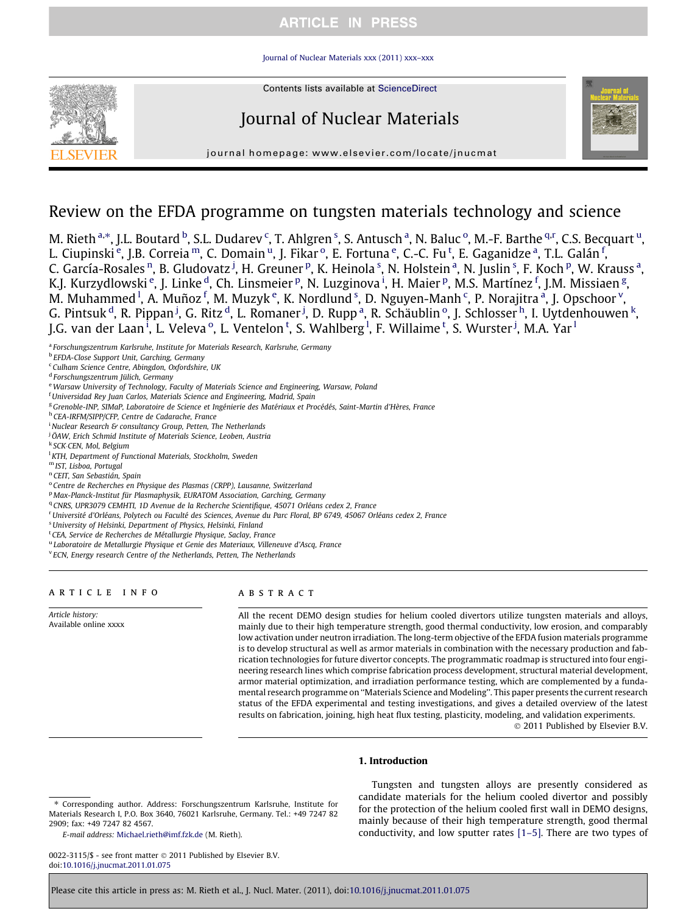# Review on the EFDA programme on tungsten materials technology and science

M. Rieth [a,*], J.L. Boutard [b], S.L. Dudarev [c], T. Ahlgren [s], S. Antusch [a], N. Baluc [o], M.-F. Barthe [q,r], C.S. Becquart [u], L. Ciupinski [e], J.B. Correia [m], C. Domain [u], J. Fikar [o], E. Fortuna [e], C.-C. Fu [t], E. Gaganidze [a], T.L. Galán [f], C. García-Rosales [n], B. Gludovatz [j], H. Greuner [p], K. Heinola [s], N. Holstein [a], N. Juslin [s], F. Koch [p], W. Krauss [a], K.J. Kurzydlowski [e], J. Linke [d], Ch. Linsmeier [p], N. Luzginova [i], H. Maier [p], M.S. Martínez [f], J.M. Missiaen [g], M. Muhammed [l], A. Muñoz [f], M. Muzyk [e], K. Nordlund [s], D. Nguyen-Manh [c], P. Norajitra [a], J. Opschoor [v], G. Pintsuk [d], R. Pippan [j], G. Ritz [d], L. Romaner [j], D. Rupp [a], R. Schäublin [o], J. Schlosser [h], I. Uytdenhouwen [k], J.G. van der Laan [i], L. Veleva [o], L. Ventelon [t], S. Wahlberg [l], F. Willaime [t], S. Wurster [j], M.A. Yar [l]

[a] Forschungszentrum Karlsruhe, Institute for Materials Research, Karlsruhe, Germany
[b] EFDA-Close Support Unit, Garching, Germany
[c] Culham Science Centre, Abingdon, Oxfordshire, UK
[d] Forschungszentrum Jülich, Germany
[e] Warsaw University of Technology, Faculty of Materials Science and Engineering, Warsaw, Poland
[f] Universidad Rey Juan Carlos, Materials Science and Engineering, Madrid, Spain
[g] Grenoble-INP, SIMaP, Laboratoire de Science et Ingénierie des Matériaux et Procédés, Saint-Martin d'Hères, France
[h] CEA-IRFM/SIPP/CFP, Centre de Cadarache, France
[i] Nuclear Research & consultancy Group, Petten, The Netherlands
[j] ÖAW, Erich Schmid Institute of Materials Science, Leoben, Austria
[k] SCK·CEN, Mol, Belgium
[l] KTH, Department of Functional Materials, Stockholm, Sweden
[m] IST, Lisboa, Portugal
[n] CEIT, San Sebastián, Spain
[o] Centre de Recherches en Physique des Plasmas (CRPP), Lausanne, Switzerland
[p] Max-Planck-Institut für Plasmaphysik, EURATOM Association, Garching, Germany
[q] CNRS, UPR3079 CEMHTI, 1D Avenue de la Recherche Scientifique, 45071 Orléans cedex 2, France
[r] Université d'Orléans, Polytech ou Faculté des Sciences, Avenue du Parc Floral, BP 6749, 45067 Orléans cedex 2, France
[s] University of Helsinki, Department of Physics, Helsinki, Finland
[t] CEA, Service de Recherches de Métallurgie Physique, Saclay, France
[u] Laboratoire de Metallurgie Physique et Genie des Materiaux, Villeneuve d'Ascq, France
[v] ECN, Energy research Centre of the Netherlands, Petten, The Netherlands

## ARTICLE INFO

*Article history:*
Available online xxxx

## ABSTRACT

All the recent DEMO design studies for helium cooled divertors utilize tungsten materials and alloys, mainly due to their high temperature strength, good thermal conductivity, low erosion, and comparably low activation under neutron irradiation. The long-term objective of the EFDA fusion materials programme is to develop structural as well as armor materials in combination with the necessary production and fabrication technologies for future divertor concepts. The programmatic roadmap is structured into four engineering research lines which comprise fabrication process development, structural material development, armor material optimization, and irradiation performance testing, which are complemented by a fundamental research programme on "Materials Science and Modeling". This paper presents the current research status of the EFDA experimental and testing investigations, and gives a detailed overview of the latest results on fabrication, joining, high heat flux testing, plasticity, modeling, and validation experiments.

© 2011 Published by Elsevier B.V.

## 1. Introduction

Tungsten and tungsten alloys are presently considered as candidate materials for the helium cooled divertor and possibly for the protection of the helium cooled first wall in DEMO designs, mainly because of their high temperature strength, good thermal conductivity, and low sputter rates [1–5]. There are two types of

\* Corresponding author. Address: Forschungszentrum Karlsruhe, Institute for Materials Research I, P.O. Box 3640, 76021 Karlsruhe, Germany. Tel.: +49 7247 82 2909; fax: +49 7247 82 4567.

*E-mail address:* Michael.rieth@imf.fzk.de (M. Rieth).

0022-3115/$ - see front matter © 2011 Published by Elsevier B.V.
doi:10.1016/j.jnucmat.2011.01.075

Please cite this article in press as: M. Rieth et al., J. Nucl. Mater. (2011), doi:10.1016/j.jnucmat.2011.01.075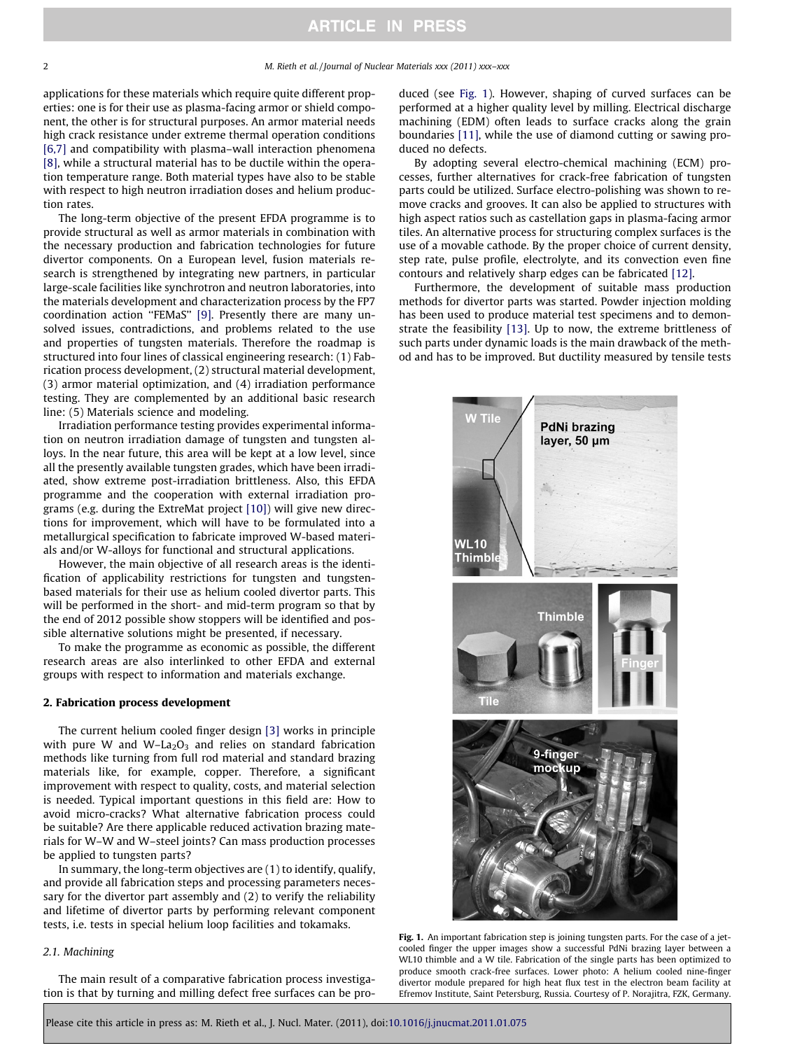applications for these materials which require quite different properties: one is for their use as plasma-facing armor or shield component, the other is for structural purposes. An armor material needs high crack resistance under extreme thermal operation conditions [6,7] and compatibility with plasma–wall interaction phenomena [8], while a structural material has to be ductile within the operation temperature range. Both material types have also to be stable with respect to high neutron irradiation doses and helium production rates.

The long-term objective of the present EFDA programme is to provide structural as well as armor materials in combination with the necessary production and fabrication technologies for future divertor components. On a European level, fusion materials research is strengthened by integrating new partners, in particular large-scale facilities like synchrotron and neutron laboratories, into the materials development and characterization process by the FP7 coordination action "FEMaS" [9]. Presently there are many unsolved issues, contradictions, and problems related to the use and properties of tungsten materials. Therefore the roadmap is structured into four lines of classical engineering research: (1) Fabrication process development, (2) structural material development, (3) armor material optimization, and (4) irradiation performance testing. They are complemented by an additional basic research line: (5) Materials science and modeling.

Irradiation performance testing provides experimental information on neutron irradiation damage of tungsten and tungsten alloys. In the near future, this area will be kept at a low level, since all the presently available tungsten grades, which have been irradiated, show extreme post-irradiation brittleness. Also, this EFDA programme and the cooperation with external irradiation programs (e.g. during the ExtreMat project [10]) will give new directions for improvement, which will have to be formulated into a metallurgical specification to fabricate improved W-based materials and/or W-alloys for functional and structural applications.

However, the main objective of all research areas is the identification of applicability restrictions for tungsten and tungsten-based materials for their use as helium cooled divertor parts. This will be performed in the short- and mid-term program so that by the end of 2012 possible show stoppers will be identified and possible alternative solutions might be presented, if necessary.

To make the programme as economic as possible, the different research areas are also interlinked to other EFDA and external groups with respect to information and materials exchange.

## 2. Fabrication process development

The current helium cooled finger design [3] works in principle with pure W and W–$La_2O_3$ and relies on standard fabrication methods like turning from full rod material and standard brazing materials like, for example, copper. Therefore, a significant improvement with respect to quality, costs, and material selection is needed. Typical important questions in this field are: How to avoid micro-cracks? What alternative fabrication process could be suitable? Are there applicable reduced activation brazing materials for W–W and W–steel joints? Can mass production processes be applied to tungsten parts?

In summary, the long-term objectives are (1) to identify, qualify, and provide all fabrication steps and processing parameters necessary for the divertor part assembly and (2) to verify the reliability and lifetime of divertor parts by performing relevant component tests, i.e. tests in special helium loop facilities and tokamaks.

### 2.1. Machining

The main result of a comparative fabrication process investigation is that by turning and milling defect free surfaces can be produced (see Fig. 1). However, shaping of curved surfaces can be performed at a higher quality level by milling. Electrical discharge machining (EDM) often leads to surface cracks along the grain boundaries [11], while the use of diamond cutting or sawing produced no defects.

By adopting several electro-chemical machining (ECM) processes, further alternatives for crack-free fabrication of tungsten parts could be utilized. Surface electro-polishing was shown to remove cracks and grooves. It can also be applied to structures with high aspect ratios such as castellation gaps in plasma-facing armor tiles. An alternative process for structuring complex surfaces is the use of a movable cathode. By the proper choice of current density, step rate, pulse profile, electrolyte, and its convection even fine contours and relatively sharp edges can be fabricated [12].

Furthermore, the development of suitable mass production methods for divertor parts was started. Powder injection molding has been used to produce material test specimens and to demonstrate the feasibility [13]. Up to now, the extreme brittleness of such parts under dynamic loads is the main drawback of the method and has to be improved. But ductility measured by tensile tests

Fig. 1. An important fabrication step is joining tungsten parts. For the case of a jet-cooled finger the upper images show a successful PdNi brazing layer between a WL10 thimble and a W tile. Fabrication of the single parts has been optimized to produce smooth crack-free surfaces. Lower photo: A helium cooled nine-finger divertor module prepared for high heat flux test in the electron beam facility at Efremov Institute, Saint Petersburg, Russia. Courtesy of P. Norajitra, FZK, Germany.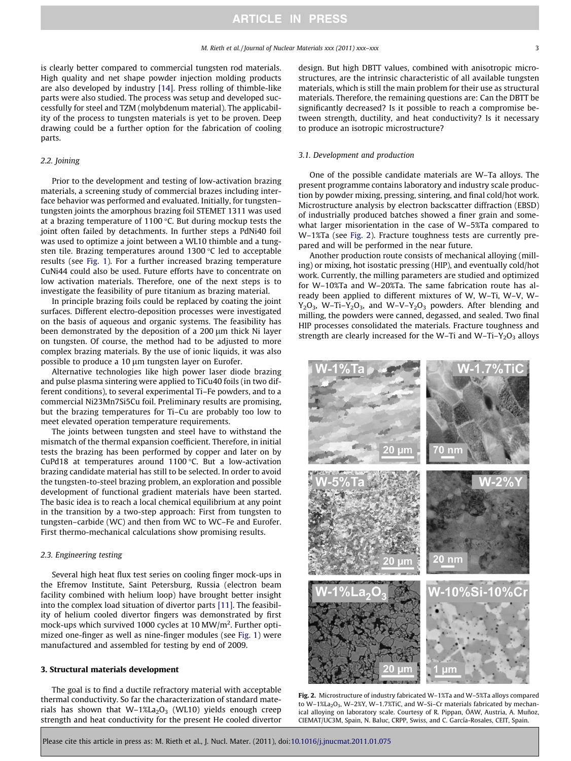is clearly better compared to commercial tungsten rod materials. High quality and net shape powder injection molding products are also developed by industry [14]. Press rolling of thimble-like parts were also studied. The process was setup and developed successfully for steel and TZM (molybdenum material). The applicability of the process to tungsten materials is yet to be proven. Deep drawing could be a further option for the fabrication of cooling parts.

### 2.2. Joining

Prior to the development and testing of low-activation brazing materials, a screening study of commercial brazes including interface behavior was performed and evaluated. Initially, for tungsten–tungsten joints the amorphous brazing foil STEMET 1311 was used at a brazing temperature of 1100 °C. But during mockup tests the joint often failed by detachments. In further steps a PdNi40 foil was used to optimize a joint between a WL10 thimble and a tungsten tile. Brazing temperatures around 1300 °C led to acceptable results (see Fig. 1). For a further increased brazing temperature CuNi44 could also be used. Future efforts have to concentrate on low activation materials. Therefore, one of the next steps is to investigate the feasibility of pure titanium as brazing material.

In principle brazing foils could be replaced by coating the joint surfaces. Different electro-deposition processes were investigated on the basis of aqueous and organic systems. The feasibility has been demonstrated by the deposition of a 200 μm thick Ni layer on tungsten. Of course, the method had to be adjusted to more complex brazing materials. By the use of ionic liquids, it was also possible to produce a 10 μm tungsten layer on Eurofer.

Alternative technologies like high power laser diode brazing and pulse plasma sintering were applied to TiCu40 foils (in two different conditions), to several experimental Ti–Fe powders, and to a commercial Ni23Mn7Si5Cu foil. Preliminary results are promising, but the brazing temperatures for Ti–Cu are probably too low to meet elevated operation temperature requirements.

The joints between tungsten and steel have to withstand the mismatch of the thermal expansion coefficient. Therefore, in initial tests the brazing has been performed by copper and later on by CuPd18 at temperatures around 1100 °C. But a low-activation brazing candidate material has still to be selected. In order to avoid the tungsten-to-steel brazing problem, an exploration and possible development of functional gradient materials have been started. The basic idea is to reach a local chemical equilibrium at any point in the transition by a two-step approach: First from tungsten to tungsten–carbide (WC) and then from WC to WC–Fe and Eurofer. First thermo-mechanical calculations show promising results.

### 2.3. Engineering testing

Several high heat flux test series on cooling finger mock-ups in the Efremov Institute, Saint Petersburg, Russia (electron beam facility combined with helium loop) have brought better insight into the complex load situation of divertor parts [11]. The feasibility of helium cooled divertor fingers was demonstrated by first mock-ups which survived 1000 cycles at 10 MW/m$^2$. Further optimized one-finger as well as nine-finger modules (see Fig. 1) were manufactured and assembled for testing by end of 2009.

## 3. Structural materials development

The goal is to find a ductile refractory material with acceptable thermal conductivity. So far the characterization of standard materials has shown that W–1%$La_2O_3$ (WL10) yields enough creep strength and heat conductivity for the present He cooled divertor design. But high DBTT values, combined with anisotropic microstructures, are the intrinsic characteristic of all available tungsten materials, which is still the main problem for their use as structural materials. Therefore, the remaining questions are: Can the DBTT be significantly decreased? Is it possible to reach a compromise between strength, ductility, and heat conductivity? Is it necessary to produce an isotropic microstructure?

### 3.1. Development and production

One of the possible candidate materials are W–Ta alloys. The present programme contains laboratory and industry scale production by powder mixing, pressing, sintering, and final cold/hot work. Microstructure analysis by electron backscatter diffraction (EBSD) of industrially produced batches showed a finer grain and somewhat larger misorientation in the case of W–5%Ta compared to W–1%Ta (see Fig. 2). Fracture toughness tests are currently prepared and will be performed in the near future.

Another production route consists of mechanical alloying (milling) or mixing, hot isostatic pressing (HIP), and eventually cold/hot work. Currently, the milling parameters are studied and optimized for W–10%Ta and W–20%Ta. The same fabrication route has already been applied to different mixtures of W, W–Ti, W–V, W–$Y_2O_3$, W–Ti–$Y_2O_3$, and W–V–$Y_2O_3$ powders. After blending and milling, the powders were canned, degassed, and sealed. Two final HIP processes consolidated the materials. Fracture toughness and strength are clearly increased for the W–Ti and W–Ti–$Y_2O_3$ alloys

**Fig. 2.** Microstructure of industry fabricated W–1%Ta and W–5%Ta alloys compared to W–1%$La_2O_3$, W–2%Y, W–1.7%TiC, and W–Si–Cr materials fabricated by mechanical alloying on laboratory scale. Courtesy of R. Pippan, ÖAW, Austria, A. Muñoz, CIEMAT/UC3M, Spain, N. Baluc, CRPP, Swiss, and C. García-Rosales, CEIT, Spain.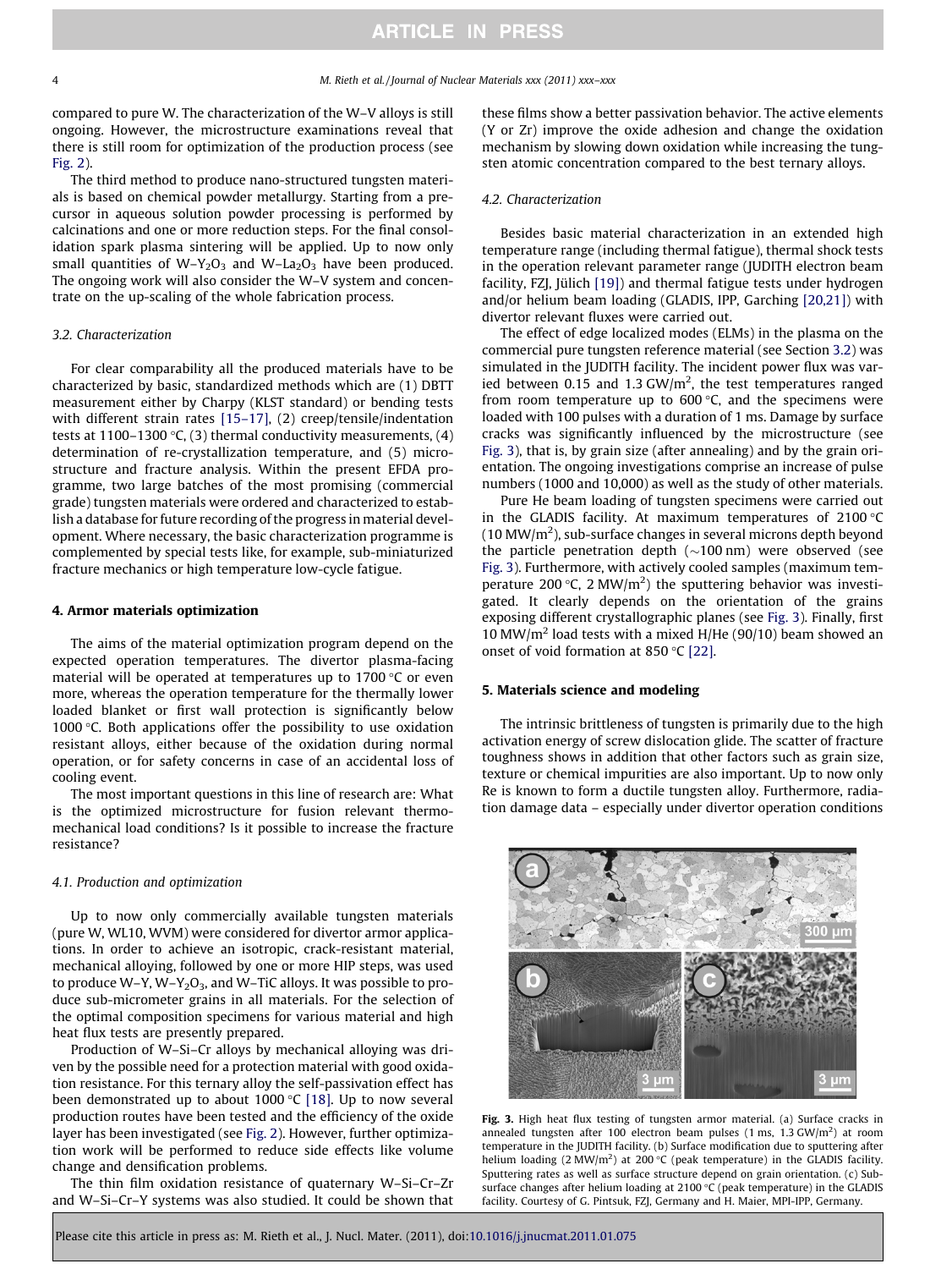compared to pure W. The characterization of the W–V alloys is still ongoing. However, the microstructure examinations reveal that there is still room for optimization of the production process (see Fig. 2).

The third method to produce nano-structured tungsten materials is based on chemical powder metallurgy. Starting from a precursor in aqueous solution powder processing is performed by calcinations and one or more reduction steps. For the final consolidation spark plasma sintering will be applied. Up to now only small quantities of W–$Y_2O_3$ and W–$La_2O_3$ have been produced. The ongoing work will also consider the W–V system and concentrate on the up-scaling of the whole fabrication process.

### 3.2. Characterization

For clear comparability all the produced materials have to be characterized by basic, standardized methods which are (1) DBTT measurement either by Charpy (KLST standard) or bending tests with different strain rates [15–17], (2) creep/tensile/indentation tests at 1100–1300 °C, (3) thermal conductivity measurements, (4) determination of re-crystallization temperature, and (5) microstructure and fracture analysis. Within the present EFDA programme, two large batches of the most promising (commercial grade) tungsten materials were ordered and characterized to establish a database for future recording of the progress in material development. Where necessary, the basic characterization programme is complemented by special tests like, for example, sub-miniaturized fracture mechanics or high temperature low-cycle fatigue.

## 4. Armor materials optimization

The aims of the material optimization program depend on the expected operation temperatures. The divertor plasma-facing material will be operated at temperatures up to 1700 °C or even more, whereas the operation temperature for the thermally lower loaded blanket or first wall protection is significantly below 1000 °C. Both applications offer the possibility to use oxidation resistant alloys, either because of the oxidation during normal operation, or for safety concerns in case of an accidental loss of cooling event.

The most important questions in this line of research are: What is the optimized microstructure for fusion relevant thermo-mechanical load conditions? Is it possible to increase the fracture resistance?

### 4.1. Production and optimization

Up to now only commercially available tungsten materials (pure W, WL10, WVM) were considered for divertor armor applications. In order to achieve an isotropic, crack-resistant material, mechanical alloying, followed by one or more HIP steps, was used to produce W–Y, W–$Y_2O_3$, and W–TiC alloys. It was possible to produce sub-micrometer grains in all materials. For the selection of the optimal composition specimens for various material and high heat flux tests are presently prepared.

Production of W–Si–Cr alloys by mechanical alloying was driven by the possible need for a protection material with good oxidation resistance. For this ternary alloy the self-passivation effect has been demonstrated up to about 1000 °C [18]. Up to now several production routes have been tested and the efficiency of the oxide layer has been investigated (see Fig. 2). However, further optimization work will be performed to reduce side effects like volume change and densification problems.

The thin film oxidation resistance of quaternary W–Si–Cr–Zr and W–Si–Cr–Y systems was also studied. It could be shown that these films show a better passivation behavior. The active elements (Y or Zr) improve the oxide adhesion and change the oxidation mechanism by slowing down oxidation while increasing the tungsten atomic concentration compared to the best ternary alloys.

### 4.2. Characterization

Besides basic material characterization in an extended high temperature range (including thermal fatigue), thermal shock tests in the operation relevant parameter range (JUDITH electron beam facility, FZJ, Jülich [19]) and thermal fatigue tests under hydrogen and/or helium beam loading (GLADIS, IPP, Garching [20,21]) with divertor relevant fluxes were carried out.

The effect of edge localized modes (ELMs) in the plasma on the commercial pure tungsten reference material (see Section 3.2) was simulated in the JUDITH facility. The incident power flux was varied between 0.15 and 1.3 $GW/m^2$, the test temperatures ranged from room temperature up to 600 °C, and the specimens were loaded with 100 pulses with a duration of 1 ms. Damage by surface cracks was significantly influenced by the microstructure (see Fig. 3), that is, by grain size (after annealing) and by the grain orientation. The ongoing investigations comprise an increase of pulse numbers (1000 and 10,000) as well as the study of other materials.

Pure He beam loading of tungsten specimens were carried out in the GLADIS facility. At maximum temperatures of 2100 °C (10 $MW/m^2$), sub-surface changes in several microns depth beyond the particle penetration depth (~100 nm) were observed (see Fig. 3). Furthermore, with actively cooled samples (maximum temperature 200 °C, 2 $MW/m^2$) the sputtering behavior was investigated. It clearly depends on the orientation of the grains exposing different crystallographic planes (see Fig. 3). Finally, first 10 $MW/m^2$ load tests with a mixed H/He (90/10) beam showed an onset of void formation at 850 °C [22].

## 5. Materials science and modeling

The intrinsic brittleness of tungsten is primarily due to the high activation energy of screw dislocation glide. The scatter of fracture toughness shows in addition that other factors such as grain size, texture or chemical impurities are also important. Up to now only Re is known to form a ductile tungsten alloy. Furthermore, radiation damage data – especially under divertor operation conditions

**Fig. 3.** High heat flux testing of tungsten armor material. (a) Surface cracks in annealed tungsten after 100 electron beam pulses (1 ms, 1.3 $GW/m^2$) at room temperature in the JUDITH facility. (b) Surface modification due to sputtering after helium loading (2 $MW/m^2$) at 200 °C (peak temperature) in the GLADIS facility. Sputtering rates as well as surface structure depend on grain orientation. (c) Sub-surface changes after helium loading at 2100 °C (peak temperature) in the GLADIS facility. Courtesy of G. Pintsuk, FZJ, Germany and H. Maier, MPI-IPP, Germany.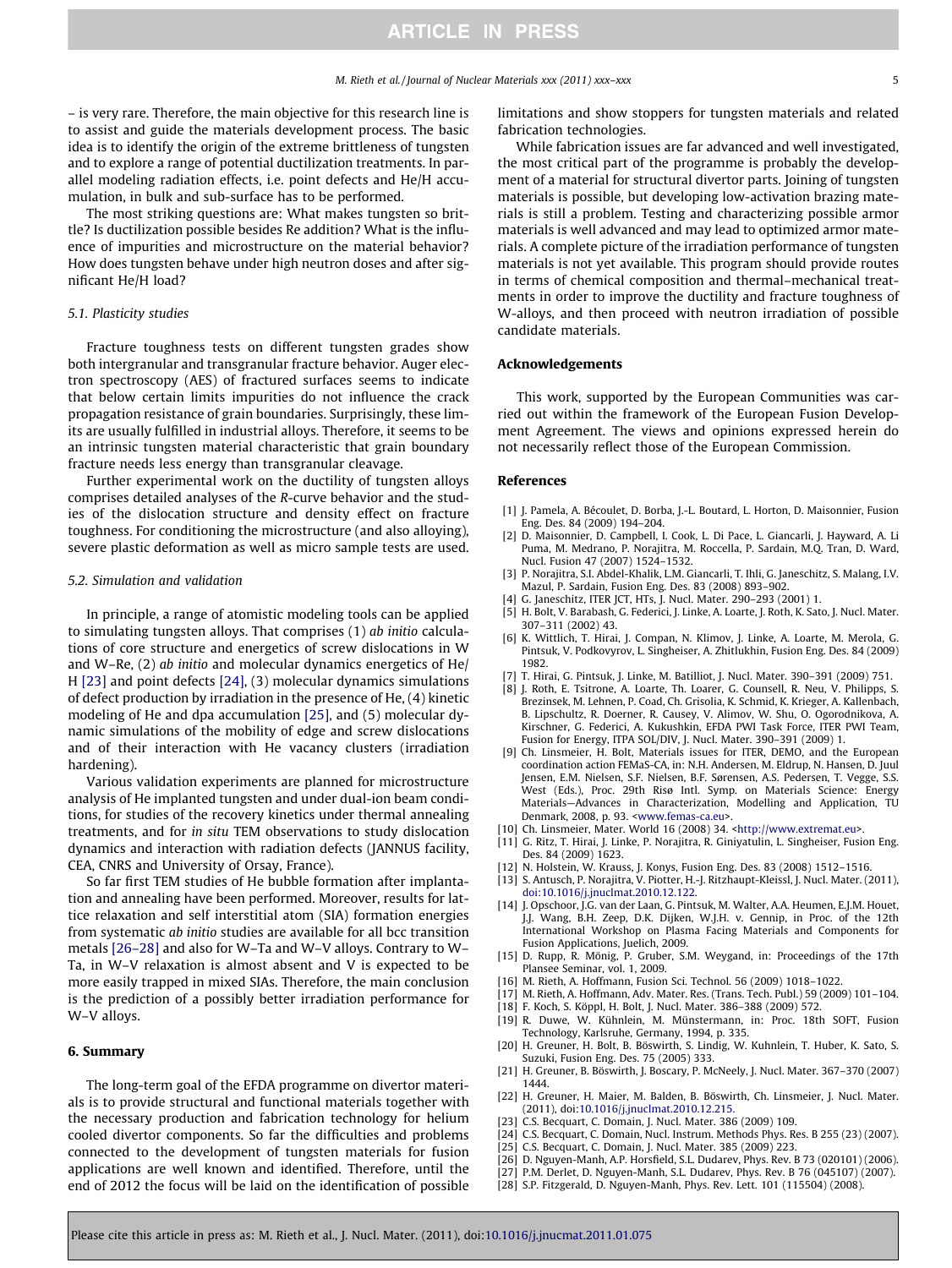– is very rare. Therefore, the main objective for this research line is to assist and guide the materials development process. The basic idea is to identify the origin of the extreme brittleness of tungsten and to explore a range of potential ductilization treatments. In parallel modeling radiation effects, i.e. point defects and He/H accumulation, in bulk and sub-surface has to be performed.

The most striking questions are: What makes tungsten so brittle? Is ductilization possible besides Re addition? What is the influence of impurities and microstructure on the material behavior? How does tungsten behave under high neutron doses and after significant He/H load?

### 5.1. Plasticity studies

Fracture toughness tests on different tungsten grades show both intergranular and transgranular fracture behavior. Auger electron spectroscopy (AES) of fractured surfaces seems to indicate that below certain limits impurities do not influence the crack propagation resistance of grain boundaries. Surprisingly, these limits are usually fulfilled in industrial alloys. Therefore, it seems to be an intrinsic tungsten material characteristic that grain boundary fracture needs less energy than transgranular cleavage.

Further experimental work on the ductility of tungsten alloys comprises detailed analyses of the *R*-curve behavior and the studies of the dislocation structure and density effect on fracture toughness. For conditioning the microstructure (and also alloying), severe plastic deformation as well as micro sample tests are used.

### 5.2. Simulation and validation

In principle, a range of atomistic modeling tools can be applied to simulating tungsten alloys. That comprises (1) *ab initio* calculations of core structure and energetics of screw dislocations in W and W–Re, (2) *ab initio* and molecular dynamics energetics of He/H [23] and point defects [24], (3) molecular dynamics simulations of defect production by irradiation in the presence of He, (4) kinetic modeling of He and dpa accumulation [25], and (5) molecular dynamic simulations of the mobility of edge and screw dislocations and of their interaction with He vacancy clusters (irradiation hardening).

Various validation experiments are planned for microstructure analysis of He implanted tungsten and under dual-ion beam conditions, for studies of the recovery kinetics under thermal annealing treatments, and for *in situ* TEM observations to study dislocation dynamics and interaction with radiation defects (JANNUS facility, CEA, CNRS and University of Orsay, France).

So far first TEM studies of He bubble formation after implantation and annealing have been performed. Moreover, results for lattice relaxation and self interstitial atom (SIA) formation energies from systematic *ab initio* studies are available for all bcc transition metals [26–28] and also for W–Ta and W–V alloys. Contrary to W–Ta, in W–V relaxation is almost absent and V is expected to be more easily trapped in mixed SIAs. Therefore, the main conclusion is the prediction of a possibly better irradiation performance for W–V alloys.

## 6. Summary

The long-term goal of the EFDA programme on divertor materials is to provide structural and functional materials together with the necessary production and fabrication technology for helium cooled divertor components. So far the difficulties and problems connected to the development of tungsten materials for fusion applications are well known and identified. Therefore, until the end of 2012 the focus will be laid on the identification of possible limitations and show stoppers for tungsten materials and related fabrication technologies.

While fabrication issues are far advanced and well investigated, the most critical part of the programme is probably the development of a material for structural divertor parts. Joining of tungsten materials is possible, but developing low-activation brazing materials is still a problem. Testing and characterizing possible armor materials is well advanced and may lead to optimized armor materials. A complete picture of the irradiation performance of tungsten materials is not yet available. This program should provide routes in terms of chemical composition and thermal–mechanical treatments in order to improve the ductility and fracture toughness of W-alloys, and then proceed with neutron irradiation of possible candidate materials.

## Acknowledgements

This work, supported by the European Communities was carried out within the framework of the European Fusion Development Agreement. The views and opinions expressed herein do not necessarily reflect those of the European Commission.

## References

[1] J. Pamela, A. Bécoulet, D. Borba, J.-L. Boutard, L. Horton, D. Maisonnier, Fusion Eng. Des. 84 (2009) 194–204.
[2] D. Maisonnier, D. Campbell, I. Cook, L. Di Pace, L. Giancarli, J. Hayward, A. Li Puma, M. Medrano, P. Norajitra, M. Roccella, P. Sardain, M.Q. Tran, D. Ward, Nucl. Fusion 47 (2007) 1524–1532.
[3] P. Norajitra, S.I. Abdel-Khalik, L.M. Giancarli, T. Ihli, G. Janeschitz, S. Malang, I.V. Mazul, P. Sardain, Fusion Eng. Des. 83 (2008) 893–902.
[4] G. Janeschitz, ITER JCT, HTs, J. Nucl. Mater. 290–293 (2001) 1.
[5] H. Bolt, V. Barabash, G. Federici, J. Linke, A. Loarte, J. Roth, K. Sato, J. Nucl. Mater. 307–311 (2002) 43.
[6] K. Wittlich, T. Hirai, J. Compan, N. Klimov, J. Linke, A. Loarte, M. Merola, G. Pintsuk, V. Podkovyrov, L. Singheiser, A. Zhitlukhin, Fusion Eng. Des. 84 (2009) 1982.
[7] T. Hirai, G. Pintsuk, J. Linke, M. Batilliot, J. Nucl. Mater. 390–391 (2009) 751.
[8] J. Roth, E. Tsitrone, A. Loarte, Th. Loarer, G. Counsell, R. Neu, V. Philipps, S. Brezinsek, M. Lehnen, P. Coad, Ch. Grisolia, K. Schmid, K. Krieger, A. Kallenbach, B. Lipschultz, R. Doerner, R. Causey, V. Alimov, W. Shu, O. Ogorodnikova, A. Kirschner, G. Federici, A. Kukushkin, EFDA PWI Task Force, ITER PWI Team, Fusion for Energy, ITPA SOL/DIV, J. Nucl. Mater. 390–391 (2009) 1.
[9] Ch. Linsmeier, H. Bolt, Materials issues for ITER, DEMO, and the European coordination action FEMaS-CA, in: N.H. Andersen, M. Eldrup, N. Hansen, D. Juul Jensen, E.M. Nielsen, S.F. Nielsen, B.F. Sørensen, A.S. Pedersen, T. Vegge, S.S. West (Eds.), Proc. 29th Risø Intl. Symp. on Materials Science: Energy Materials—Advances in Characterization, Modelling and Application, TU Denmark, 2008, p. 93. <www.femas-ca.eu>.
[10] Ch. Linsmeier, Mater. World 16 (2008) 34. <http://www.extremat.eu>.
[11] G. Ritz, T. Hirai, J. Linke, P. Norajitra, R. Giniyatulin, L. Singheiser, Fusion Eng. Des. 84 (2009) 1623.
[12] N. Holstein, W. Krauss, J. Konys, Fusion Eng. Des. 83 (2008) 1512–1516.
[13] S. Antusch, P. Norajitra, V. Piotter, H.-J. Ritzhaupt-Kleissl, J. Nucl. Mater. (2011), doi:10.1016/j.jnucmat.2010.12.122.
[14] J. Opschoor, J.G. van der Laan, G. Pintsuk, M. Walter, A.A. Heumen, E.J.M. Houet, J.J. Wang, B.H. Zeep, D.K. Dijken, W.J.H. v. Gennip, in Proc. of the 12th International Workshop on Plasma Facing Materials and Components for Fusion Applications, Juelich, 2009.
[15] D. Rupp, R. Mönig, P. Gruber, S.M. Weygand, in: Proceedings of the 17th Plansee Seminar, vol. 1, 2009.
[16] M. Rieth, A. Hoffmann, Fusion Sci. Technol. 56 (2009) 1018–1022.
[17] M. Rieth, A. Hoffmann, Adv. Mater. Res. (Trans. Tech. Publ.) 59 (2009) 101–104.
[18] F. Koch, S. Köppl, H. Bolt, J. Nucl. Mater. 386–388 (2009) 572.
[19] R. Duwe, W. Kühnlein, M. Münstermann, in: Proc. 18th SOFT, Fusion Technology, Karlsruhe, Germany, 1994, p. 335.
[20] H. Greuner, H. Bolt, B. Böswirth, S. Lindig, W. Kuhnlein, T. Huber, K. Sato, S. Suzuki, Fusion Eng. Des. 75 (2005) 333.
[21] H. Greuner, B. Böswirth, J. Boscary, P. McNeely, J. Nucl. Mater. 367–370 (2007) 1444.
[22] H. Greuner, H. Maier, M. Balden, B. Böswirth, Ch. Linsmeier, J. Nucl. Mater. (2011), doi:10.1016/j.jnucmat.2010.12.215.
[23] C.S. Becquart, C. Domain, J. Nucl. Mater. 386 (2009) 109.
[24] C.S. Becquart, C. Domain, Nucl. Instrum. Methods Phys. Res. B 255 (23) (2007).
[25] C.S. Becquart, C. Domain, J. Nucl. Mater. 385 (2009) 223.
[26] D. Nguyen-Manh, A.P. Horsfield, S.L. Dudarev, Phys. Rev. B 73 (020101) (2006).
[27] P.M. Derlet, D. Nguyen-Manh, S.L. Dudarev, Phys. Rev. B 76 (045107) (2007).
[28] S.P. Fitzgerald, D. Nguyen-Manh, Phys. Rev. Lett. 101 (115504) (2008).